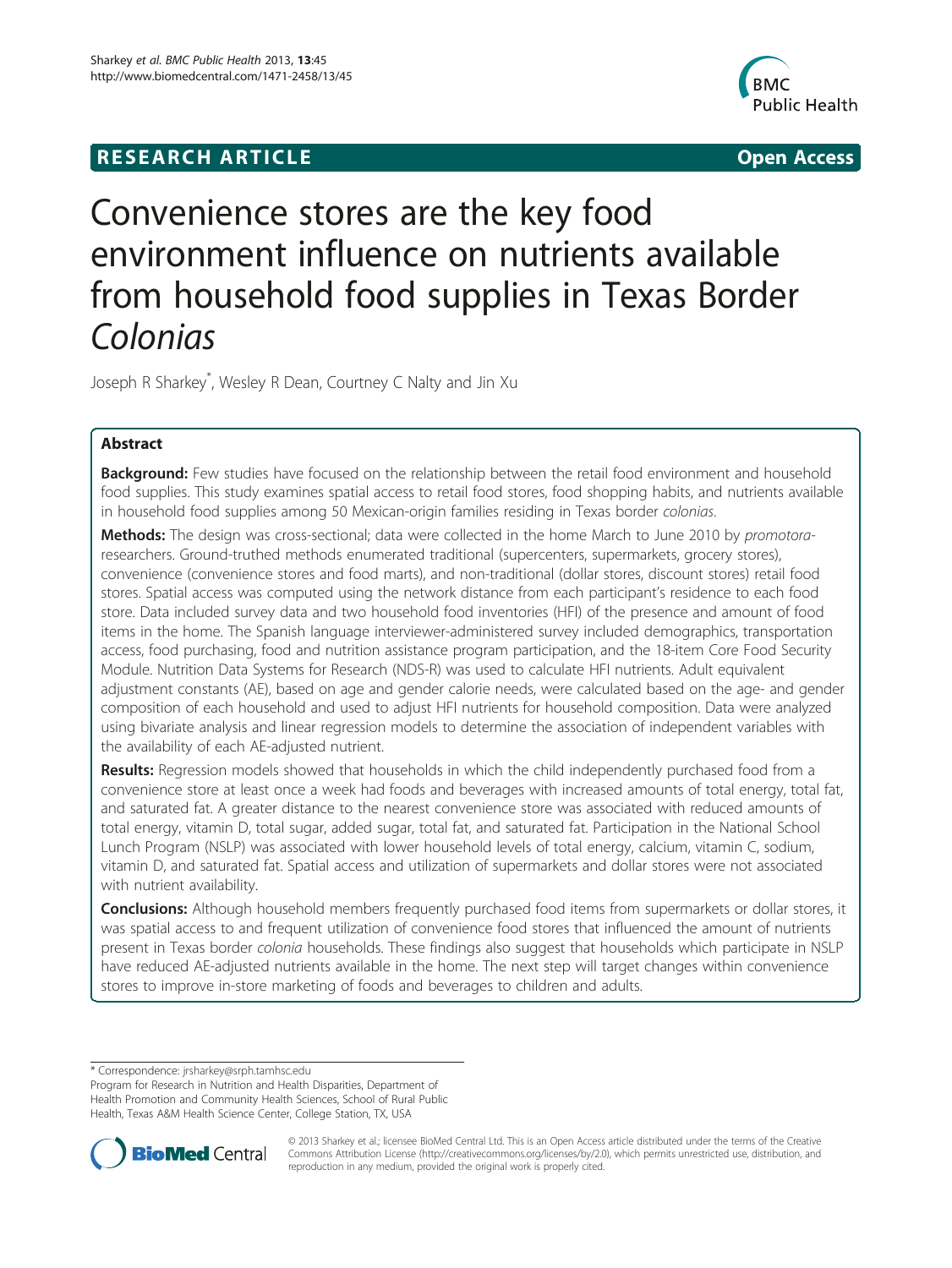**RESEARCH ARTICLE** **Open Access**

# Convenience stores are the key food environment influence on nutrients available from household food supplies in Texas Border *Colonias*

Joseph R Sharkey[*], Wesley R Dean, Courtney C Nalty and Jin Xu

## Abstract

**Background:** Few studies have focused on the relationship between the retail food environment and household food supplies. This study examines spatial access to retail food stores, food shopping habits, and nutrients available in household food supplies among 50 Mexican-origin families residing in Texas border *colonias*.

**Methods:** The design was cross-sectional; data were collected in the home March to June 2010 by *promotora*-researchers. Ground-truthed methods enumerated traditional (supercenters, supermarkets, grocery stores), convenience (convenience stores and food marts), and non-traditional (dollar stores, discount stores) retail food stores. Spatial access was computed using the network distance from each participant's residence to each food store. Data included survey data and two household food inventories (HFI) of the presence and amount of food items in the home. The Spanish language interviewer-administered survey included demographics, transportation access, food purchasing, food and nutrition assistance program participation, and the 18-item Core Food Security Module. Nutrition Data Systems for Research (NDS-R) was used to calculate HFI nutrients. Adult equivalent adjustment constants (AE), based on age and gender calorie needs, were calculated based on the age- and gender composition of each household and used to adjust HFI nutrients for household composition. Data were analyzed using bivariate analysis and linear regression models to determine the association of independent variables with the availability of each AE-adjusted nutrient.

**Results:** Regression models showed that households in which the child independently purchased food from a convenience store at least once a week had foods and beverages with increased amounts of total energy, total fat, and saturated fat. A greater distance to the nearest convenience store was associated with reduced amounts of total energy, vitamin D, total sugar, added sugar, total fat, and saturated fat. Participation in the National School Lunch Program (NSLP) was associated with lower household levels of total energy, calcium, vitamin C, sodium, vitamin D, and saturated fat. Spatial access and utilization of supermarkets and dollar stores were not associated with nutrient availability.

**Conclusions:** Although household members frequently purchased food items from supermarkets or dollar stores, it was spatial access to and frequent utilization of convenience food stores that influenced the amount of nutrients present in Texas border *colonia* households. These findings also suggest that households which participate in NSLP have reduced AE-adjusted nutrients available in the home. The next step will target changes within convenience stores to improve in-store marketing of foods and beverages to children and adults.

---

* Correspondence: jrsharkey@srph.tamhsc.edu
Program for Research in Nutrition and Health Disparities, Department of Health Promotion and Community Health Sciences, School of Rural Public Health, Texas A&M Health Science Center, College Station, TX, USA

© 2013 Sharkey et al.; licensee BioMed Central Ltd. This is an Open Access article distributed under the terms of the Creative Commons Attribution License (http://creativecommons.org/licenses/by/2.0), which permits unrestricted use, distribution, and reproduction in any medium, provided the original work is properly cited.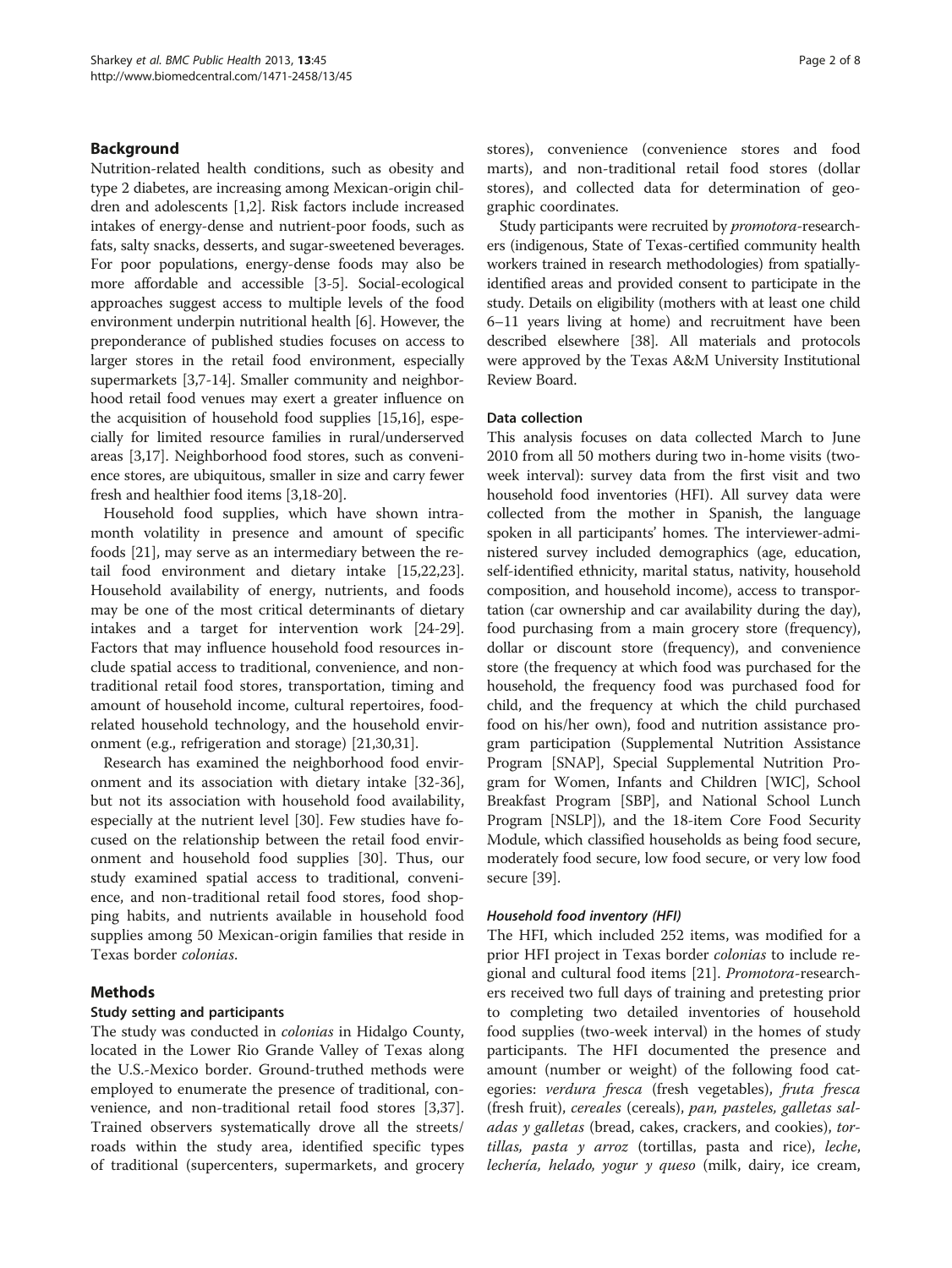## Background

Nutrition-related health conditions, such as obesity and type 2 diabetes, are increasing among Mexican-origin children and adolescents [1,2]. Risk factors include increased intakes of energy-dense and nutrient-poor foods, such as fats, salty snacks, desserts, and sugar-sweetened beverages. For poor populations, energy-dense foods may also be more affordable and accessible [3-5]. Social-ecological approaches suggest access to multiple levels of the food environment underpin nutritional health [6]. However, the preponderance of published studies focuses on access to larger stores in the retail food environment, especially supermarkets [3,7-14]. Smaller community and neighborhood retail food venues may exert a greater influence on the acquisition of household food supplies [15,16], especially for limited resource families in rural/underserved areas [3,17]. Neighborhood food stores, such as convenience stores, are ubiquitous, smaller in size and carry fewer fresh and healthier food items [3,18-20].

Household food supplies, which have shown intra-month volatility in presence and amount of specific foods [21], may serve as an intermediary between the retail food environment and dietary intake [15,22,23]. Household availability of energy, nutrients, and foods may be one of the most critical determinants of dietary intakes and a target for intervention work [24-29]. Factors that may influence household food resources include spatial access to traditional, convenience, and non-traditional retail food stores, transportation, timing and amount of household income, cultural repertoires, food-related household technology, and the household environment (e.g., refrigeration and storage) [21,30,31].

Research has examined the neighborhood food environment and its association with dietary intake [32-36], but not its association with household food availability, especially at the nutrient level [30]. Few studies have focused on the relationship between the retail food environment and household food supplies [30]. Thus, our study examined spatial access to traditional, convenience, and non-traditional retail food stores, food shopping habits, and nutrients available in household food supplies among 50 Mexican-origin families that reside in Texas border *colonias*.

## Methods

### Study setting and participants

The study was conducted in *colonias* in Hidalgo County, located in the Lower Rio Grande Valley of Texas along the U.S.-Mexico border. Ground-truthed methods were employed to enumerate the presence of traditional, convenience, and non-traditional retail food stores [3,37]. Trained observers systematically drove all the streets/roads within the study area, identified specific types of traditional (supercenters, supermarkets, and grocery stores), convenience (convenience stores and food marts), and non-traditional retail food stores (dollar stores), and collected data for determination of geographic coordinates.

Study participants were recruited by *promotora*-researchers (indigenous, State of Texas-certified community health workers trained in research methodologies) from spatially-identified areas and provided consent to participate in the study. Details on eligibility (mothers with at least one child 6–11 years living at home) and recruitment have been described elsewhere [38]. All materials and protocols were approved by the Texas A&M University Institutional Review Board.

### Data collection

This analysis focuses on data collected March to June 2010 from all 50 mothers during two in-home visits (two-week interval): survey data from the first visit and two household food inventories (HFI). All survey data were collected from the mother in Spanish, the language spoken in all participants' homes. The interviewer-administered survey included demographics (age, education, self-identified ethnicity, marital status, nativity, household composition, and household income), access to transportation (car ownership and car availability during the day), food purchasing from a main grocery store (frequency), dollar or discount store (frequency), and convenience store (the frequency at which food was purchased for the household, the frequency food was purchased food for child, and the frequency at which the child purchased food on his/her own), food and nutrition assistance program participation (Supplemental Nutrition Assistance Program [SNAP], Special Supplemental Nutrition Program for Women, Infants and Children [WIC], School Breakfast Program [SBP], and National School Lunch Program [NSLP]), and the 18-item Core Food Security Module, which classified households as being food secure, moderately food secure, low food secure, or very low food secure [39].

#### *Household food inventory (HFI)*

The HFI, which included 252 items, was modified for a prior HFI project in Texas border *colonias* to include regional and cultural food items [21]. *Promotora*-researchers received two full days of training and pretesting prior to completing two detailed inventories of household food supplies (two-week interval) in the homes of study participants. The HFI documented the presence and amount (number or weight) of the following food categories: *verdura fresca* (fresh vegetables), *fruta fresca* (fresh fruit), *cereales* (cereals), *pan, pasteles, galletas saladas y galletas* (bread, cakes, crackers, and cookies), *tortillas, pasta y arroz* (tortillas, pasta and rice), *leche, lechería, helado, yogur y queso* (milk, dairy, ice cream,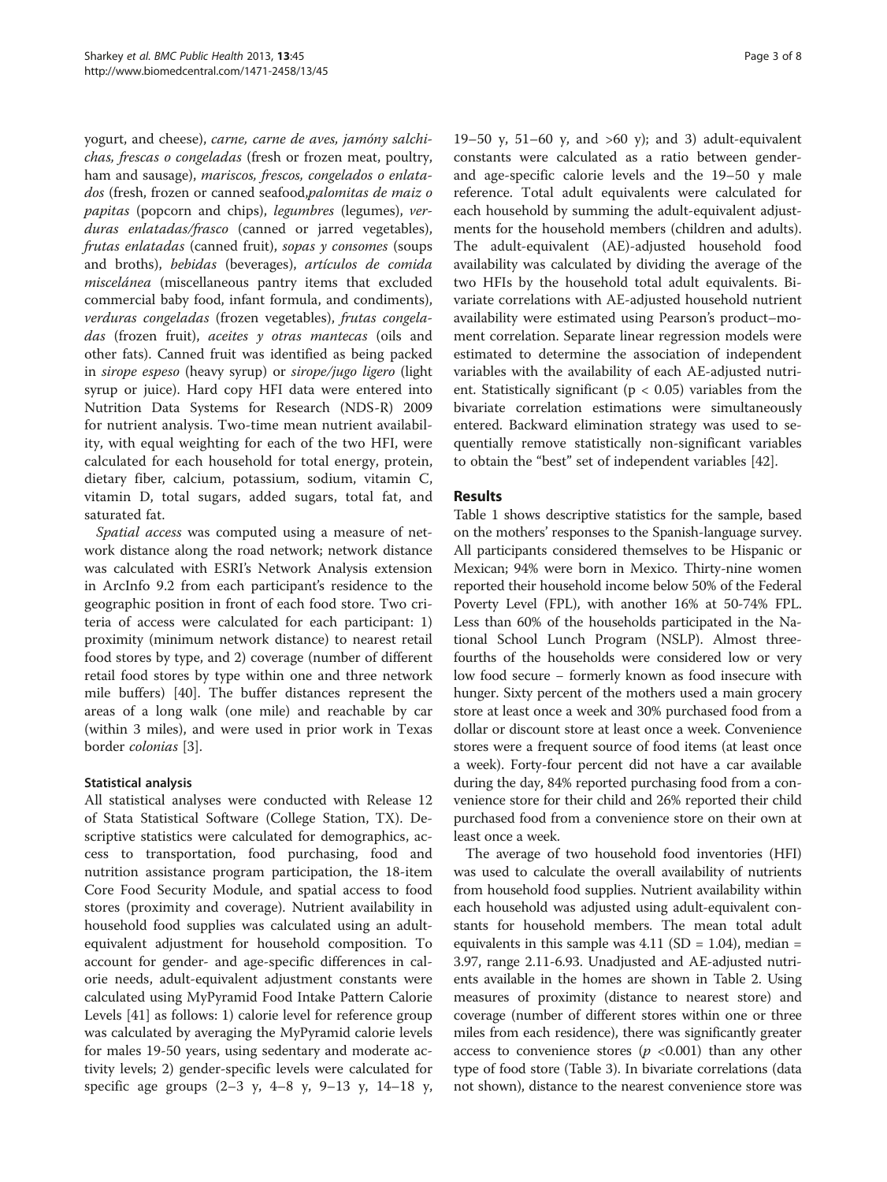yogurt, and cheese), *carne, carne de aves, jamóny salchichas, frescas o congeladas* (fresh or frozen meat, poultry, ham and sausage), *mariscos, frescos, congelados o enlatados* (fresh, frozen or canned seafood,*palomitas de maiz o papitas* (popcorn and chips), *legumbres* (legumes), *verduras enlatadas/frasco* (canned or jarred vegetables), *frutas enlatadas* (canned fruit), *sopas y consomes* (soups and broths), *bebidas* (beverages), *artículos de comida miscelánea* (miscellaneous pantry items that excluded commercial baby food, infant formula, and condiments), *verduras congeladas* (frozen vegetables), *frutas congeladas* (frozen fruit), *aceites y otras mantecas* (oils and other fats). Canned fruit was identified as being packed in *sirope espeso* (heavy syrup) or *sirope/jugo ligero* (light syrup or juice). Hard copy HFI data were entered into Nutrition Data Systems for Research (NDS-R) 2009 for nutrient analysis. Two-time mean nutrient availability, with equal weighting for each of the two HFI, were calculated for each household for total energy, protein, dietary fiber, calcium, potassium, sodium, vitamin C, vitamin D, total sugars, added sugars, total fat, and saturated fat.

*Spatial access* was computed using a measure of network distance along the road network; network distance was calculated with ESRI's Network Analysis extension in ArcInfo 9.2 from each participant's residence to the geographic position in front of each food store. Two criteria of access were calculated for each participant: 1) proximity (minimum network distance) to nearest retail food stores by type, and 2) coverage (number of different retail food stores by type within one and three network mile buffers) [40]. The buffer distances represent the areas of a long walk (one mile) and reachable by car (within 3 miles), and were used in prior work in Texas border *colonias* [3].

### Statistical analysis

All statistical analyses were conducted with Release 12 of Stata Statistical Software (College Station, TX). Descriptive statistics were calculated for demographics, access to transportation, food purchasing, food and nutrition assistance program participation, the 18-item Core Food Security Module, and spatial access to food stores (proximity and coverage). Nutrient availability in household food supplies was calculated using an adult-equivalent adjustment for household composition. To account for gender- and age-specific differences in calorie needs, adult-equivalent adjustment constants were calculated using MyPyramid Food Intake Pattern Calorie Levels [41] as follows: 1) calorie level for reference group was calculated by averaging the MyPyramid calorie levels for males 19-50 years, using sedentary and moderate activity levels; 2) gender-specific levels were calculated for specific age groups (2–3 y, 4–8 y, 9–13 y, 14–18 y, 19–50 y, 51–60 y, and >60 y); and 3) adult-equivalent constants were calculated as a ratio between gender- and age-specific calorie levels and the 19–50 y male reference. Total adult equivalents were calculated for each household by summing the adult-equivalent adjustments for the household members (children and adults). The adult-equivalent (AE)-adjusted household food availability was calculated by dividing the average of the two HFIs by the household total adult equivalents. Bivariate correlations with AE-adjusted household nutrient availability were estimated using Pearson's product–moment correlation. Separate linear regression models were estimated to determine the association of independent variables with the availability of each AE-adjusted nutrient. Statistically significant ($p < 0.05$) variables from the bivariate correlation estimations were simultaneously entered. Backward elimination strategy was used to sequentially remove statistically non-significant variables to obtain the "best" set of independent variables [42].

## Results

Table 1 shows descriptive statistics for the sample, based on the mothers' responses to the Spanish-language survey. All participants considered themselves to be Hispanic or Mexican; 94% were born in Mexico. Thirty-nine women reported their household income below 50% of the Federal Poverty Level (FPL), with another 16% at 50-74% FPL. Less than 60% of the households participated in the National School Lunch Program (NSLP). Almost three-fourths of the households were considered low or very low food secure – formerly known as food insecure with hunger. Sixty percent of the mothers used a main grocery store at least once a week and 30% purchased food from a dollar or discount store at least once a week. Convenience stores were a frequent source of food items (at least once a week). Forty-four percent did not have a car available during the day, 84% reported purchasing food from a convenience store for their child and 26% reported their child purchased food from a convenience store on their own at least once a week.

The average of two household food inventories (HFI) was used to calculate the overall availability of nutrients from household food supplies. Nutrient availability within each household was adjusted using adult-equivalent constants for household members. The mean total adult equivalents in this sample was 4.11 (SD = 1.04), median = 3.97, range 2.11-6.93. Unadjusted and AE-adjusted nutrients available in the homes are shown in Table 2. Using measures of proximity (distance to nearest store) and coverage (number of different stores within one or three miles from each residence), there was significantly greater access to convenience stores ($p$ <0.001) than any other type of food store (Table 3). In bivariate correlations (data not shown), distance to the nearest convenience store was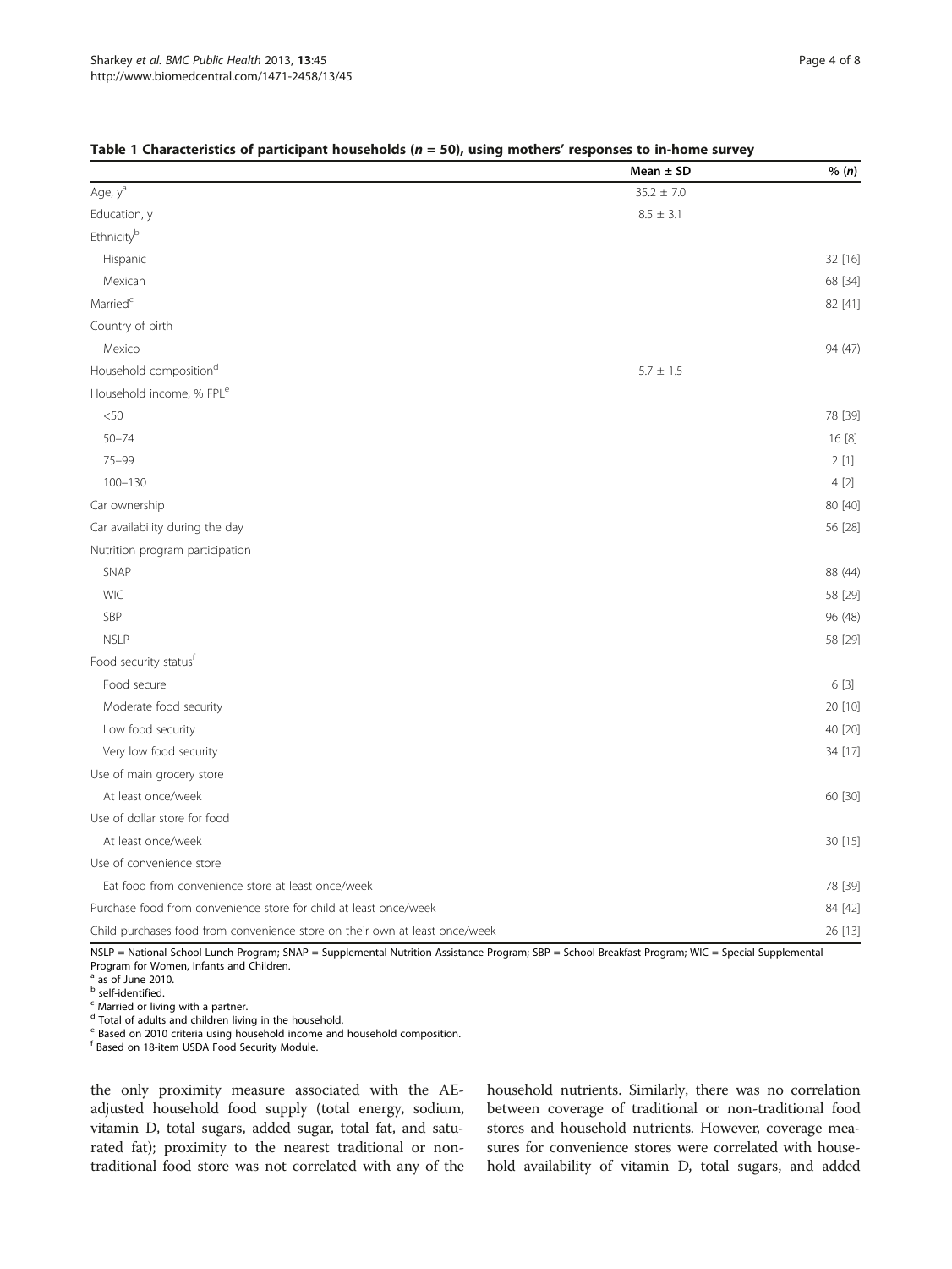**Table 1 Characteristics of participant households ($n$ = 50), using mothers' responses to in-home survey**

| | Mean ± SD | % (*n*) |
|---|---|---|
| Age, y[a] | 35.2 ± 7.0 | |
| Education, y | 8.5 ± 3.1 | |
| Ethnicity[b] | | |
| Hispanic | | 32 [16] |
| Mexican | | 68 [34] |
| Married[c] | | 82 [41] |
| Country of birth | | |
| Mexico | | 94 (47) |
| Household composition[d] | 5.7 ± 1.5 | |
| Household income, % FPL[e] | | |
| <50 | | 78 [39] |
| 50–74 | | 16 [8] |
| 75–99 | | 2 [1] |
| 100–130 | | 4 [2] |
| Car ownership | | 80 [40] |
| Car availability during the day | | 56 [28] |
| Nutrition program participation | | |
| SNAP | | 88 (44) |
| WIC | | 58 [29] |
| SBP | | 96 (48) |
| NSLP | | 58 [29] |
| Food security status[f] | | |
| Food secure | | 6 [3] |
| Moderate food security | | 20 [10] |
| Low food security | | 40 [20] |
| Very low food security | | 34 [17] |
| Use of main grocery store | | |
| At least once/week | | 60 [30] |
| Use of dollar store for food | | |
| At least once/week | | 30 [15] |
| Use of convenience store | | |
| Eat food from convenience store at least once/week | | 78 [39] |
| Purchase food from convenience store for child at least once/week | | 84 [42] |
| Child purchases food from convenience store on their own at least once/week | | 26 [13] |

NSLP = National School Lunch Program; SNAP = Supplemental Nutrition Assistance Program; SBP = School Breakfast Program; WIC = Special Supplemental Program for Women, Infants and Children.
[a] as of June 2010.
[b] self-identified.
[c] Married or living with a partner.
[d] Total of adults and children living in the household.
[e] Based on 2010 criteria using household income and household composition.
[f] Based on 18-item USDA Food Security Module.

the only proximity measure associated with the AE-adjusted household food supply (total energy, sodium, vitamin D, total sugars, added sugar, total fat, and saturated fat); proximity to the nearest traditional or non-traditional food store was not correlated with any of the household nutrients. Similarly, there was no correlation between coverage of traditional or non-traditional food stores and household nutrients. However, coverage measures for convenience stores were correlated with household availability of vitamin D, total sugars, and added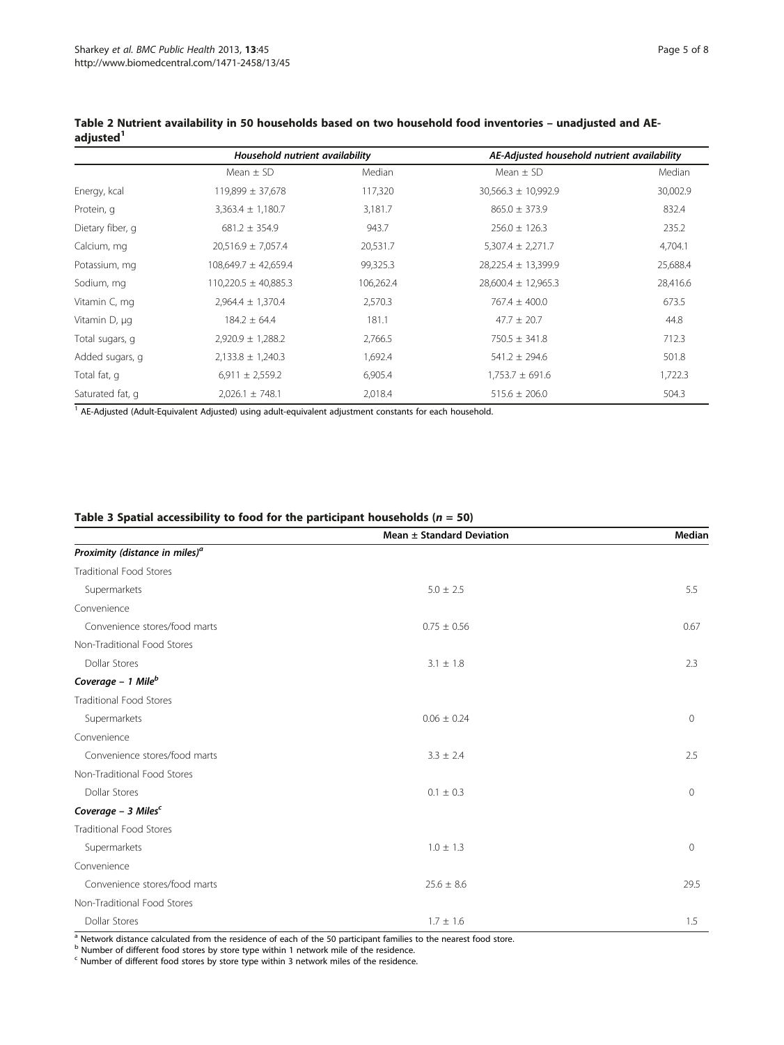**Table 2 Nutrient availability in 50 households based on two household food inventories – unadjusted and AE-adjusted[1]**

| | *Household nutrient availability* | | *AE-Adjusted household nutrient availability* | |
|---|---|---|---|---|
| | Mean ± SD | Median | Mean ± SD | Median |
| Energy, kcal | 119,899 ± 37,678 | 117,320 | 30,566.3 ± 10,992.9 | 30,002.9 |
| Protein, g | 3,363.4 ± 1,180.7 | 3,181.7 | 865.0 ± 373.9 | 832.4 |
| Dietary fiber, g | 681.2 ± 354.9 | 943.7 | 256.0 ± 126.3 | 235.2 |
| Calcium, mg | 20,516.9 ± 7,057.4 | 20,531.7 | 5,307.4 ± 2,271.7 | 4,704.1 |
| Potassium, mg | 108,649.7 ± 42,659.4 | 99,325.3 | 28,225.4 ± 13,399.9 | 25,688.4 |
| Sodium, mg | 110,220.5 ± 40,885.3 | 106,262.4 | 28,600.4 ± 12,965.3 | 28,416.6 |
| Vitamin C, mg | 2,964.4 ± 1,370.4 | 2,570.3 | 767.4 ± 400.0 | 673.5 |
| Vitamin D, μg | 184.2 ± 64.4 | 181.1 | 47.7 ± 20.7 | 44.8 |
| Total sugars, g | 2,920.9 ± 1,288.2 | 2,766.5 | 750.5 ± 341.8 | 712.3 |
| Added sugars, g | 2,133.8 ± 1,240.3 | 1,692.4 | 541.2 ± 294.6 | 501.8 |
| Total fat, g | 6,911 ± 2,559.2 | 6,905.4 | 1,753.7 ± 691.6 | 1,722.3 |
| Saturated fat, g | 2,026.1 ± 748.1 | 2,018.4 | 515.6 ± 206.0 | 504.3 |

[1] AE-Adjusted (Adult-Equivalent Adjusted) using adult-equivalent adjustment constants for each household.

**Table 3 Spatial accessibility to food for the participant households ($n$ = 50)**

| | Mean ± Standard Deviation | Median |
|---|---|---|
| ***Proximity (distance in miles)[a]*** | | |
| Traditional Food Stores | | |
| Supermarkets | 5.0 ± 2.5 | 5.5 |
| Convenience | | |
| Convenience stores/food marts | 0.75 ± 0.56 | 0.67 |
| Non-Traditional Food Stores | | |
| Dollar Stores | 3.1 ± 1.8 | 2.3 |
| ***Coverage – 1 Mile[b]*** | | |
| Traditional Food Stores | | |
| Supermarkets | 0.06 ± 0.24 | 0 |
| Convenience | | |
| Convenience stores/food marts | 3.3 ± 2.4 | 2.5 |
| Non-Traditional Food Stores | | |
| Dollar Stores | 0.1 ± 0.3 | 0 |
| ***Coverage – 3 Miles[c]*** | | |
| Traditional Food Stores | | |
| Supermarkets | 1.0 ± 1.3 | 0 |
| Convenience | | |
| Convenience stores/food marts | 25.6 ± 8.6 | 29.5 |
| Non-Traditional Food Stores | | |
| Dollar Stores | 1.7 ± 1.6 | 1.5 |

[a] Network distance calculated from the residence of each of the 50 participant families to the nearest food store.
[b] Number of different food stores by store type within 1 network mile of the residence.
[c] Number of different food stores by store type within 3 network miles of the residence.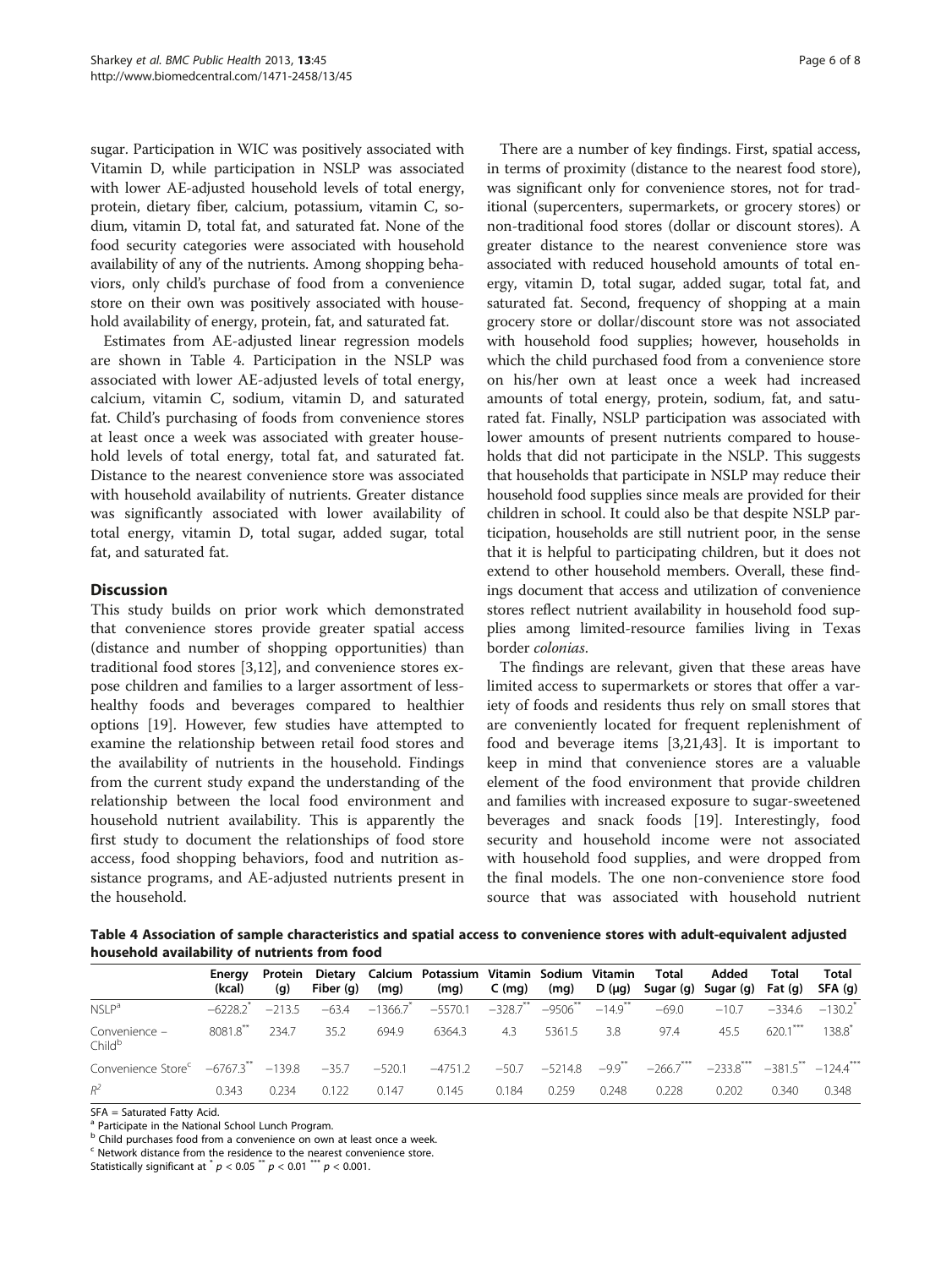sugar. Participation in WIC was positively associated with Vitamin D, while participation in NSLP was associated with lower AE-adjusted household levels of total energy, protein, dietary fiber, calcium, potassium, vitamin C, sodium, vitamin D, total fat, and saturated fat. None of the food security categories were associated with household availability of any of the nutrients. Among shopping behaviors, only child's purchase of food from a convenience store on their own was positively associated with household availability of energy, protein, fat, and saturated fat.

Estimates from AE-adjusted linear regression models are shown in Table 4. Participation in the NSLP was associated with lower AE-adjusted levels of total energy, calcium, vitamin C, sodium, vitamin D, and saturated fat. Child's purchasing of foods from convenience stores at least once a week was associated with greater household levels of total energy, total fat, and saturated fat. Distance to the nearest convenience store was associated with household availability of nutrients. Greater distance was significantly associated with lower availability of total energy, vitamin D, total sugar, added sugar, total fat, and saturated fat.

## Discussion

This study builds on prior work which demonstrated that convenience stores provide greater spatial access (distance and number of shopping opportunities) than traditional food stores [3,12], and convenience stores expose children and families to a larger assortment of less-healthy foods and beverages compared to healthier options [19]. However, few studies have attempted to examine the relationship between retail food stores and the availability of nutrients in the household. Findings from the current study expand the understanding of the relationship between the local food environment and household nutrient availability. This is apparently the first study to document the relationships of food store access, food shopping behaviors, food and nutrition assistance programs, and AE-adjusted nutrients present in the household.

There are a number of key findings. First, spatial access, in terms of proximity (distance to the nearest food store), was significant only for convenience stores, not for traditional (supercenters, supermarkets, or grocery stores) or non-traditional food stores (dollar or discount stores). A greater distance to the nearest convenience store was associated with reduced household amounts of total energy, vitamin D, total sugar, added sugar, total fat, and saturated fat. Second, frequency of shopping at a main grocery store or dollar/discount store was not associated with household food supplies; however, households in which the child purchased food from a convenience store on his/her own at least once a week had increased amounts of total energy, protein, sodium, fat, and saturated fat. Finally, NSLP participation was associated with lower amounts of present nutrients compared to households that did not participate in the NSLP. This suggests that households that participate in NSLP may reduce their household food supplies since meals are provided for their children in school. It could also be that despite NSLP participation, households are still nutrient poor, in the sense that it is helpful to participating children, but it does not extend to other household members. Overall, these findings document that access and utilization of convenience stores reflect nutrient availability in household food supplies among limited-resource families living in Texas border *colonias*.

The findings are relevant, given that these areas have limited access to supermarkets or stores that offer a variety of foods and residents thus rely on small stores that are conveniently located for frequent replenishment of food and beverage items [3,21,43]. It is important to keep in mind that convenience stores are a valuable element of the food environment that provide children and families with increased exposure to sugar-sweetened beverages and snack foods [19]. Interestingly, food security and household income were not associated with household food supplies, and were dropped from the final models. The one non-convenience store food source that was associated with household nutrient

**Table 4 Association of sample characteristics and spatial access to convenience stores with adult-equivalent adjusted household availability of nutrients from food**

| | Energy (kcal) | Protein (g) | Dietary Fiber (g) | Calcium (mg) | Potassium (mg) | Vitamin C (mg) | Sodium (mg) | Vitamin D (μg) | Total Sugar (g) | Added Sugar (g) | Total Fat (g) | Total SFA (g) |
|---|---|---|---|---|---|---|---|---|---|---|---|---|
| NSLP[a] | −6228.2* | −213.5 | −63.4 | −1366.7* | −5570.1 | −328.7** | −9506** | −14.9** | −69.0 | −10.7 | −334.6 | −130.2* |
| Convenience – Child[b] | 8081.8** | 234.7 | 35.2 | 694.9 | 6364.3 | 4.3 | 5361.5 | 3.8 | 97.4 | 45.5 | 620.1*** | 138.8* |
| Convenience Store[c] | −6767.3** | −139.8 | −35.7 | −520.1 | −4751.2 | −50.7 | −5214.8 | −9.9** | −266.7*** | −233.8*** | −381.5** | −124.4*** |
| $R^2$ | 0.343 | 0.234 | 0.122 | 0.147 | 0.145 | 0.184 | 0.259 | 0.248 | 0.228 | 0.202 | 0.340 | 0.348 |

SFA = Saturated Fatty Acid.
[a] Participate in the National School Lunch Program.
[b] Child purchases food from a convenience on own at least once a week.
[c] Network distance from the residence to the nearest convenience store.
Statistically significant at * $p < 0.05$ ** $p < 0.01$ *** $p < 0.001$.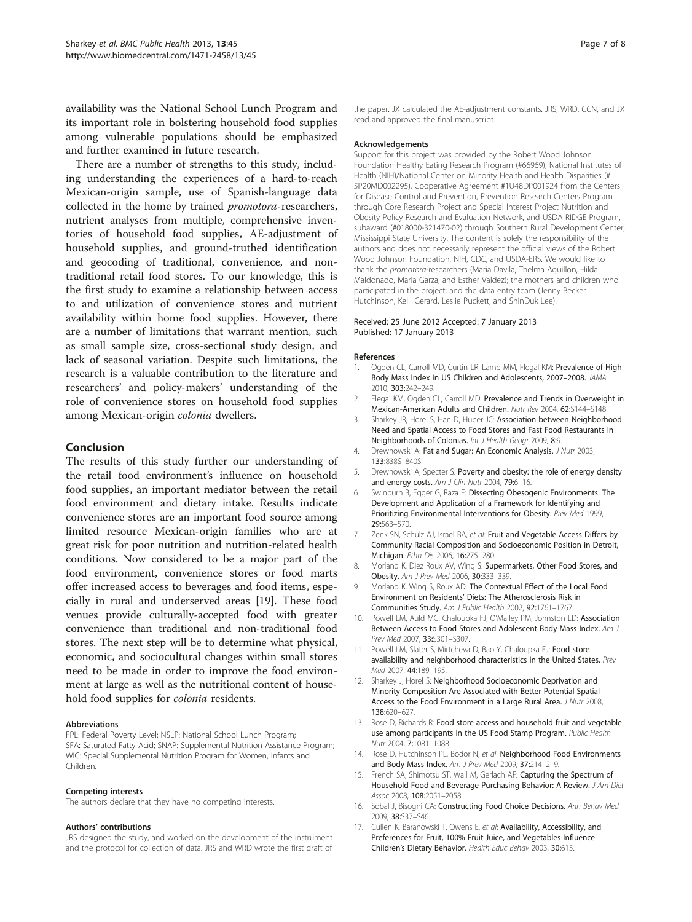availability was the National School Lunch Program and its important role in bolstering household food supplies among vulnerable populations should be emphasized and further examined in future research.

There are a number of strengths to this study, including understanding the experiences of a hard-to-reach Mexican-origin sample, use of Spanish-language data collected in the home by trained *promotora*-researchers, nutrient analyses from multiple, comprehensive inventories of household food supplies, AE-adjustment of household supplies, and ground-truthed identification and geocoding of traditional, convenience, and non-traditional retail food stores. To our knowledge, this is the first study to examine a relationship between access to and utilization of convenience stores and nutrient availability within home food supplies. However, there are a number of limitations that warrant mention, such as small sample size, cross-sectional study design, and lack of seasonal variation. Despite such limitations, the research is a valuable contribution to the literature and researchers' and policy-makers' understanding of the role of convenience stores on household food supplies among Mexican-origin *colonia* dwellers.

## Conclusion

The results of this study further our understanding of the retail food environment's influence on household food supplies, an important mediator between the retail food environment and dietary intake. Results indicate convenience stores are an important food source among limited resource Mexican-origin families who are at great risk for poor nutrition and nutrition-related health conditions. Now considered to be a major part of the food environment, convenience stores or food marts offer increased access to beverages and food items, especially in rural and underserved areas [19]. These food venues provide culturally-accepted food with greater convenience than traditional and non-traditional food stores. The next step will be to determine what physical, economic, and sociocultural changes within small stores need to be made in order to improve the food environment at large as well as the nutritional content of household food supplies for *colonia* residents.

#### Abbreviations

FPL: Federal Poverty Level; NSLP: National School Lunch Program; SFA: Saturated Fatty Acid; SNAP: Supplemental Nutrition Assistance Program; WIC: Special Supplemental Nutrition Program for Women, Infants and Children.

#### Competing interests

The authors declare that they have no competing interests.

#### Authors' contributions

JRS designed the study, and worked on the development of the instrument and the protocol for collection of data. JRS and WRD wrote the first draft of the paper. JX calculated the AE-adjustment constants. JRS, WRD, CCN, and JX read and approved the final manuscript.

#### Acknowledgements

Support for this project was provided by the Robert Wood Johnson Foundation Healthy Eating Research Program (#66969), National Institutes of Health (NIH)/National Center on Minority Health and Health Disparities (# 5P20MD002295), Cooperative Agreement #1U48DP001924 from the Centers for Disease Control and Prevention, Prevention Research Centers Program through Core Research Project and Special Interest Project Nutrition and Obesity Policy Research and Evaluation Network, and USDA RIDGE Program, subaward (#018000-321470-02) through Southern Rural Development Center, Mississippi State University. The content is solely the responsibility of the authors and does not necessarily represent the official views of the Robert Wood Johnson Foundation, NIH, CDC, and USDA-ERS. We would like to thank the *promotora*-researchers (Maria Davila, Thelma Aguillon, Hilda Maldonado, Maria Garza, and Esther Valdez); the mothers and children who participated in the project; and the data entry team (Jenny Becker Hutchinson, Kelli Gerard, Leslie Puckett, and ShinDuk Lee).

Received: 25 June 2012 Accepted: 7 January 2013
Published: 17 January 2013

#### References

1. Ogden CL, Carroll MD, Curtin LR, Lamb MM, Flegal KM: **Prevalence of High Body Mass Index in US Children and Adolescents, 2007–2008.** *JAMA* 2010, **303:**242–249.
2. Flegal KM, Ogden CL, Carroll MD: **Prevalence and Trends in Overweight in Mexican-American Adults and Children.** *Nutr Rev* 2004, **62:**S144–S148.
3. Sharkey JR, Horel S, Han D, Huber JC: **Association between Neighborhood Need and Spatial Access to Food Stores and Fast Food Restaurants in Neighborhoods of Colonias.** *Int J Health Geogr* 2009, **8:**9.
4. Drewnowski A: **Fat and Sugar: An Economic Analysis.** *J Nutr* 2003, **133:**838S–840S.
5. Drewnowski A, Specter S: **Poverty and obesity: the role of energy density and energy costs.** *Am J Clin Nutr* 2004, **79:**6–16.
6. Swinburn B, Egger G, Raza F: **Dissecting Obesogenic Environments: The Development and Application of a Framework for Identifying and Prioritizing Environmental Interventions for Obesity.** *Prev Med* 1999, **29:**563–570.
7. Zenk SN, Schulz AJ, Israel BA, *et al*: **Fruit and Vegetable Access Differs by Community Racial Composition and Socioeconomic Position in Detroit, Michigan.** *Ethn Dis* 2006, **16:**275–280.
8. Morland K, Diez Roux AV, Wing S: **Supermarkets, Other Food Stores, and Obesity.** *Am J Prev Med* 2006, **30:**333–339.
9. Morland K, Wing S, Roux AD: **The Contextual Effect of the Local Food Environment on Residents' Diets: The Atherosclerosis Risk in Communities Study.** *Am J Public Health* 2002, **92:**1761–1767.
10. Powell LM, Auld MC, Chaloupka FJ, O'Malley PM, Johnston LD: **Association Between Access to Food Stores and Adolescent Body Mass Index.** *Am J Prev Med* 2007, **33:**S301–S307.
11. Powell LM, Slater S, Mirtcheva D, Bao Y, Chaloupka FJ: **Food store availability and neighborhood characteristics in the United States.** *Prev Med* 2007, **44:**189–195.
12. Sharkey J, Horel S: **Neighborhood Socioeconomic Deprivation and Minority Composition Are Associated with Better Potential Spatial Access to the Food Environment in a Large Rural Area.** *J Nutr* 2008, **138:**620–627.
13. Rose D, Richards R: **Food store access and household fruit and vegetable use among participants in the US Food Stamp Program.** *Public Health Nutr* 2004, **7:**1081–1088.
14. Rose D, Hutchinson PL, Bodor N, *et al*: **Neighborhood Food Environments and Body Mass Index.** *Am J Prev Med* 2009, **37:**214–219.
15. French SA, Shimotsu ST, Wall M, Gerlach AF: **Capturing the Spectrum of Household Food and Beverage Purchasing Behavior: A Review.** *J Am Diet Assoc* 2008, **108:**2051–2058.
16. Sobal J, Bisogni CA: **Constructing Food Choice Decisions.** *Ann Behav Med* 2009, **38:**S37–S46.
17. Cullen K, Baranowski T, Owens E, *et al*: **Availability, Accessibility, and Preferences for Fruit, 100% Fruit Juice, and Vegetables Influence Children's Dietary Behavior.** *Health Educ Behav* 2003, **30:**615.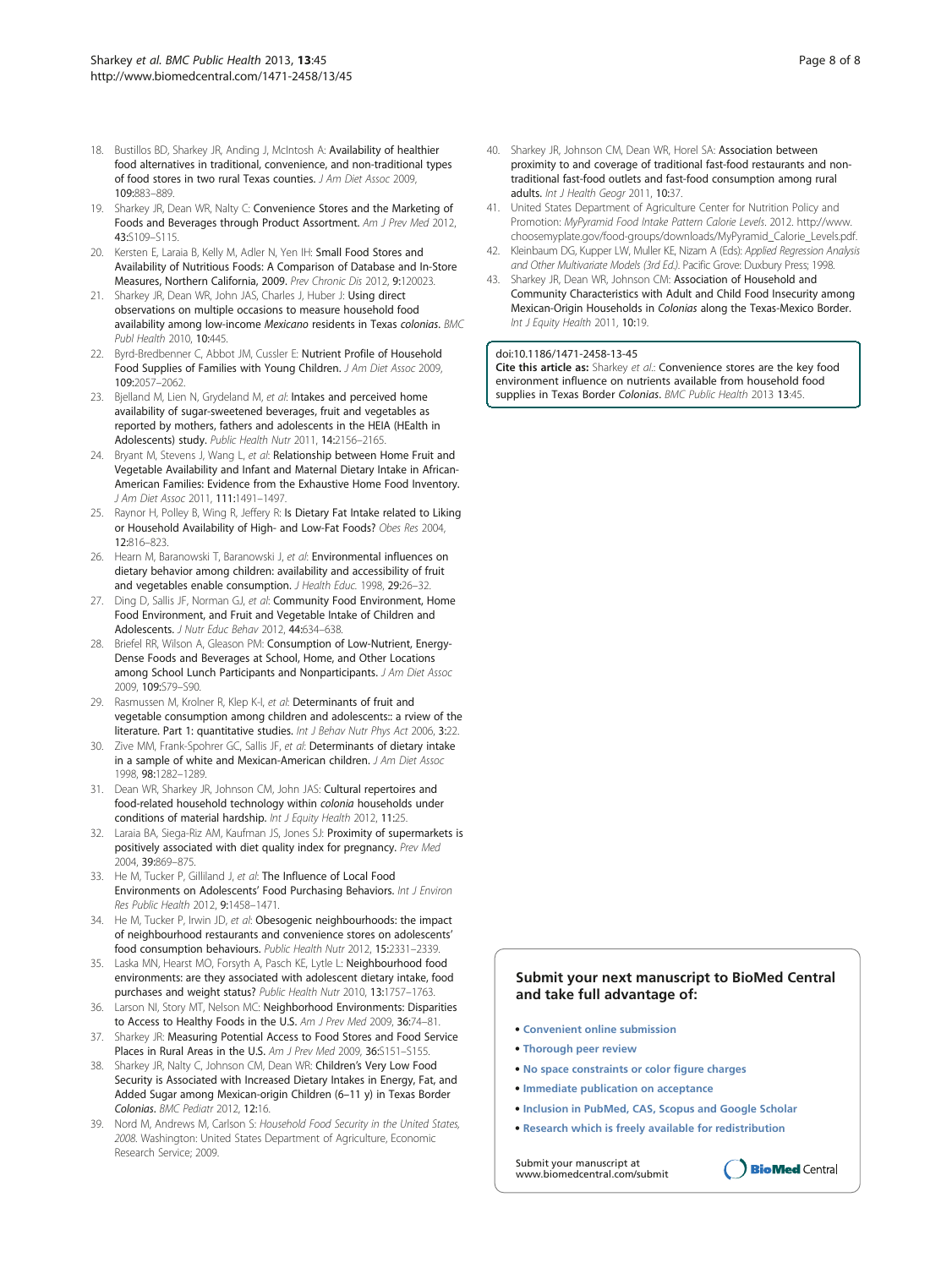18. Bustillos BD, Sharkey JR, Anding J, McIntosh A: **Availability of healthier food alternatives in traditional, convenience, and non-traditional types of food stores in two rural Texas counties.** *J Am Diet Assoc* 2009, **109**:883–889.
19. Sharkey JR, Dean WR, Nalty C: **Convenience Stores and the Marketing of Foods and Beverages through Product Assortment.** *Am J Prev Med* 2012, **43**:S109–S115.
20. Kersten E, Laraia B, Kelly M, Adler N, Yen IH: **Small Food Stores and Availability of Nutritious Foods: A Comparison of Database and In-Store Measures, Northern California, 2009.** *Prev Chronic Dis* 2012, **9**:120023.
21. Sharkey JR, Dean WR, John JAS, Charles J, Huber J: **Using direct observations on multiple occasions to measure household food availability among low-income *Mexicano* residents in Texas *colonias*.** *BMC Publ Health* 2010, **10**:445.
22. Byrd-Bredbenner C, Abbot JM, Cussler E: **Nutrient Profile of Household Food Supplies of Families with Young Children.** *J Am Diet Assoc* 2009, **109**:2057–2062.
23. Bjelland M, Lien N, Grydeland M, *et al*: **Intakes and perceived home availability of sugar-sweetened beverages, fruit and vegetables as reported by mothers, fathers and adolescents in the HEIA (HEalth in Adolescents) study.** *Public Health Nutr* 2011, **14**:2156–2165.
24. Bryant M, Stevens J, Wang L, *et al*: **Relationship between Home Fruit and Vegetable Availability and Infant and Maternal Dietary Intake in African-American Families: Evidence from the Exhaustive Home Food Inventory.** *J Am Diet Assoc* 2011, **111**:1491–1497.
25. Raynor H, Polley B, Wing R, Jeffery R: **Is Dietary Fat Intake related to Liking or Household Availability of High- and Low-Fat Foods?** *Obes Res* 2004, **12**:816–823.
26. Hearn M, Baranowski T, Baranowski J, *et al*: **Environmental influences on dietary behavior among children: availability and accessibility of fruit and vegetables enable consumption.** *J Health Educ.* 1998, **29**:26–32.
27. Ding D, Sallis JF, Norman GJ, *et al*: **Community Food Environment, Home Food Environment, and Fruit and Vegetable Intake of Children and Adolescents.** *J Nutr Educ Behav* 2012, **44**:634–638.
28. Briefel RR, Wilson A, Gleason PM: **Consumption of Low-Nutrient, Energy-Dense Foods and Beverages at School, Home, and Other Locations among School Lunch Participants and Nonparticipants.** *J Am Diet Assoc* 2009, **109**:S79–S90.
29. Rasmussen M, Krolner R, Klep K-I, *et al*: **Determinants of fruit and vegetable consumption among children and adolescents:: a rview of the literature. Part 1: quantitative studies.** *Int J Behav Nutr Phys Act* 2006, **3**:22.
30. Zive MM, Frank-Spohrer GC, Sallis JF, *et al*: **Determinants of dietary intake in a sample of white and Mexican-American children.** *J Am Diet Assoc* 1998, **98**:1282–1289.
31. Dean WR, Sharkey JR, Johnson CM, John JAS: **Cultural repertoires and food-related household technology within *colonia* households under conditions of material hardship.** *Int J Equity Health* 2012, **11**:25.
32. Laraia BA, Siega-Riz AM, Kaufman JS, Jones SJ: **Proximity of supermarkets is positively associated with diet quality index for pregnancy.** *Prev Med* 2004, **39**:869–875.
33. He M, Tucker P, Gilliland J, *et al*: **The Influence of Local Food Environments on Adolescents' Food Purchasing Behaviors.** *Int J Environ Res Public Health* 2012, **9**:1458–1471.
34. He M, Tucker P, Irwin JD, *et al*: **Obesogenic neighbourhoods: the impact of neighbourhood restaurants and convenience stores on adolescents' food consumption behaviours.** *Public Health Nutr* 2012, **15**:2331–2339.
35. Laska MN, Hearst MO, Forsyth A, Pasch KE, Lytle L: **Neighbourhood food environments: are they associated with adolescent dietary intake, food purchases and weight status?** *Public Health Nutr* 2010, **13**:1757–1763.
36. Larson NI, Story MT, Nelson MC: **Neighborhood Environments: Disparities to Access to Healthy Foods in the U.S.** *Am J Prev Med* 2009, **36**:74–81.
37. Sharkey JR: **Measuring Potential Access to Food Stores and Food Service Places in Rural Areas in the U.S.** *Am J Prev Med* 2009, **36**:S151–S155.
38. Sharkey JR, Nalty C, Johnson CM, Dean WR: **Children's Very Low Food Security is Associated with Increased Dietary Intakes in Energy, Fat, and Added Sugar among Mexican-origin Children (6–11 y) in Texas Border *Colonias*.** *BMC Pediatr* 2012, **12**:16.
39. Nord M, Andrews M, Carlson S: *Household Food Security in the United States, 2008.* Washington: United States Department of Agriculture, Economic Research Service; 2009.
40. Sharkey JR, Johnson CM, Dean WR, Horel SA: **Association between proximity to and coverage of traditional fast-food restaurants and non-traditional fast-food outlets and fast-food consumption among rural adults.** *Int J Health Geogr* 2011, **10**:37.
41. United States Department of Agriculture Center for Nutrition Policy and Promotion: *MyPyramid Food Intake Pattern Calorie Levels*. 2012. http://www.choosemyplate.gov/food-groups/downloads/MyPyramid_Calorie_Levels.pdf.
42. Kleinbaum DG, Kupper LW, Muller KE, Nizam A (Eds): *Applied Regression Analysis and Other Multivariate Models (3rd Ed.)*. Pacific Grove: Duxbury Press; 1998.
43. Sharkey JR, Dean WR, Johnson CM: **Association of Household and Community Characteristics with Adult and Child Food Insecurity among Mexican-Origin Households in *Colonias* along the Texas-Mexico Border.** *Int J Equity Health* 2011, **10**:19.

doi:10.1186/1471-2458-13-45
**Cite this article as:** Sharkey *et al.*: Convenience stores are the key food environment influence on nutrients available from household food supplies in Texas Border *Colonias*. *BMC Public Health* 2013 **13**:45.

**Submit your next manuscript to BioMed Central and take full advantage of:**

- **Convenient online submission**
- **Thorough peer review**
- **No space constraints or color figure charges**
- **Immediate publication on acceptance**
- **Inclusion in PubMed, CAS, Scopus and Google Scholar**
- **Research which is freely available for redistribution**

Submit your manuscript at
www.biomedcentral.com/submit

BioMed Central